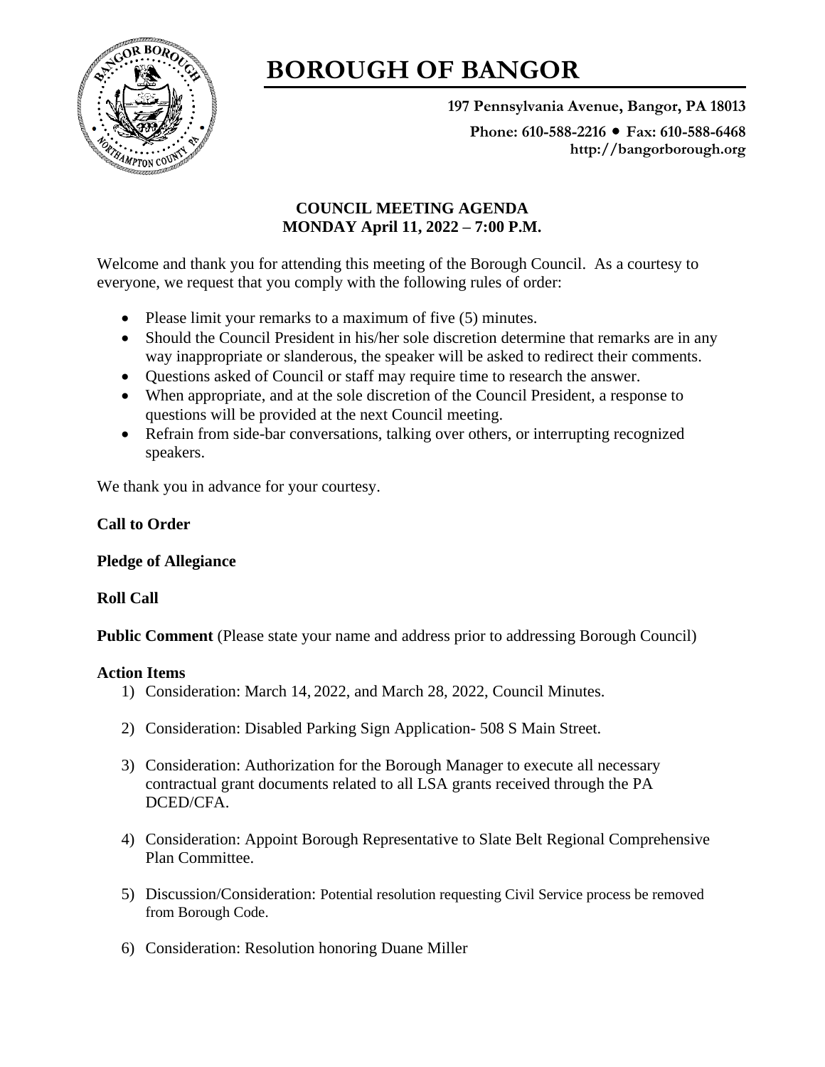# BOROUGH OF BANGOR

**197 Pennsylvania Avenue, Bangor, PA 18013**

**Phone: 610-588-2216 • Fax: 610-588-6468**
**http://bangorborough.org**

## COUNCIL MEETING AGENDA
## MONDAY April 11, 2022 – 7:00 P.M.

Welcome and thank you for attending this meeting of the Borough Council. As a courtesy to everyone, we request that you comply with the following rules of order:

- Please limit your remarks to a maximum of five (5) minutes.
- Should the Council President in his/her sole discretion determine that remarks are in any way inappropriate or slanderous, the speaker will be asked to redirect their comments.
- Questions asked of Council or staff may require time to research the answer.
- When appropriate, and at the sole discretion of the Council President, a response to questions will be provided at the next Council meeting.
- Refrain from side-bar conversations, talking over others, or interrupting recognized speakers.

We thank you in advance for your courtesy.

**Call to Order**

**Pledge of Allegiance**

**Roll Call**

**Public Comment** (Please state your name and address prior to addressing Borough Council)

**Action Items**

1) Consideration: March 14, 2022, and March 28, 2022, Council Minutes.
2) Consideration: Disabled Parking Sign Application- 508 S Main Street.
3) Consideration: Authorization for the Borough Manager to execute all necessary contractual grant documents related to all LSA grants received through the PA DCED/CFA.
4) Consideration: Appoint Borough Representative to Slate Belt Regional Comprehensive Plan Committee.
5) Discussion/Consideration: Potential resolution requesting Civil Service process be removed from Borough Code.
6) Consideration: Resolution honoring Duane Miller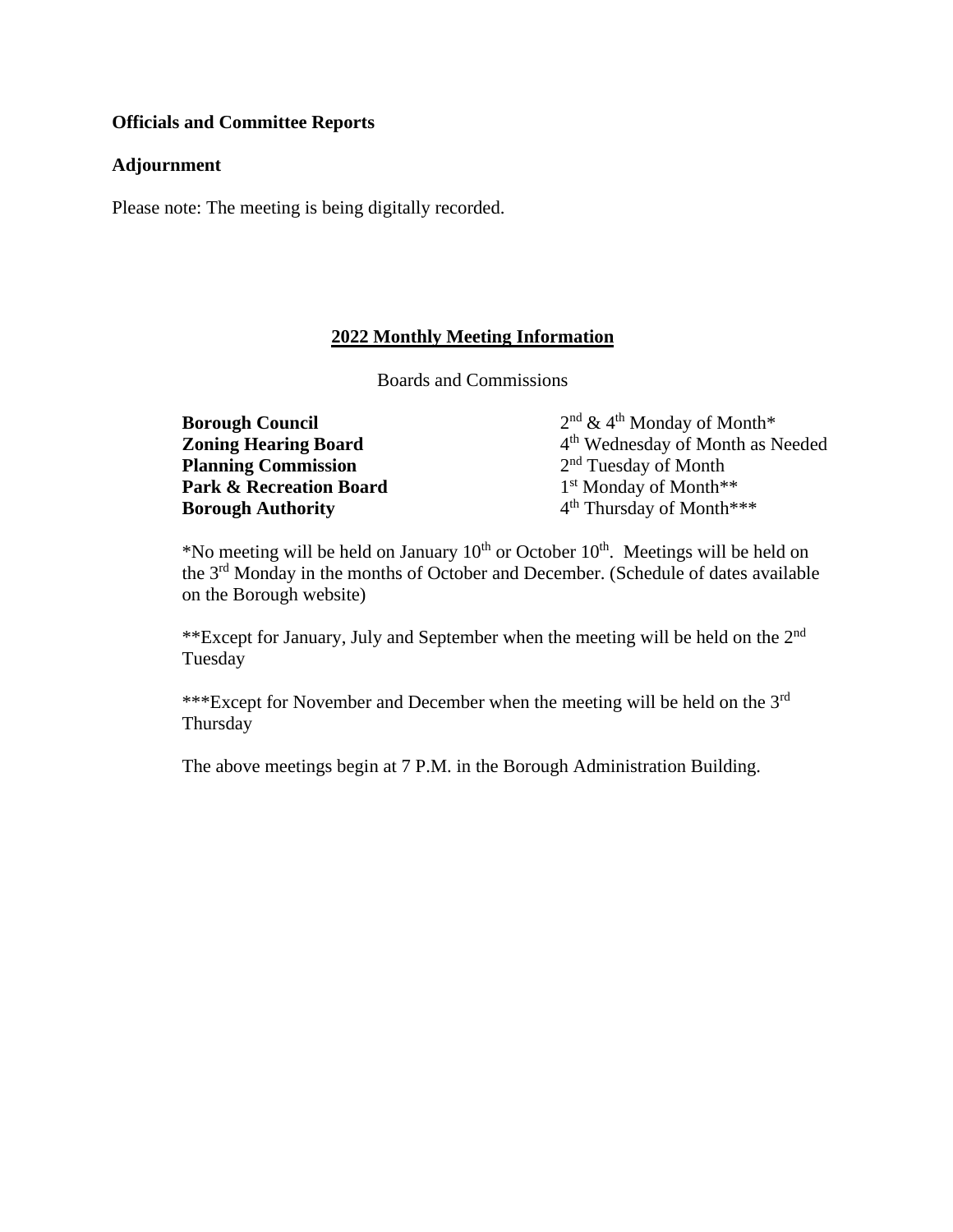**Officials and Committee Reports**

**Adjournment**

Please note: The meeting is being digitally recorded.

## 2022 Monthly Meeting Information

Boards and Commissions

| | |
|---|---|
| **Borough Council** | 2nd & 4th Monday of Month* |
| **Zoning Hearing Board** | 4th Wednesday of Month as Needed |
| **Planning Commission** | 2nd Tuesday of Month |
| **Park & Recreation Board** | 1st Monday of Month** |
| **Borough Authority** | 4th Thursday of Month*** |

*No meeting will be held on January 10th or October 10th. Meetings will be held on the 3rd Monday in the months of October and December. (Schedule of dates available on the Borough website)

**Except for January, July and September when the meeting will be held on the 2nd Tuesday

***Except for November and December when the meeting will be held on the 3rd Thursday

The above meetings begin at 7 P.M. in the Borough Administration Building.